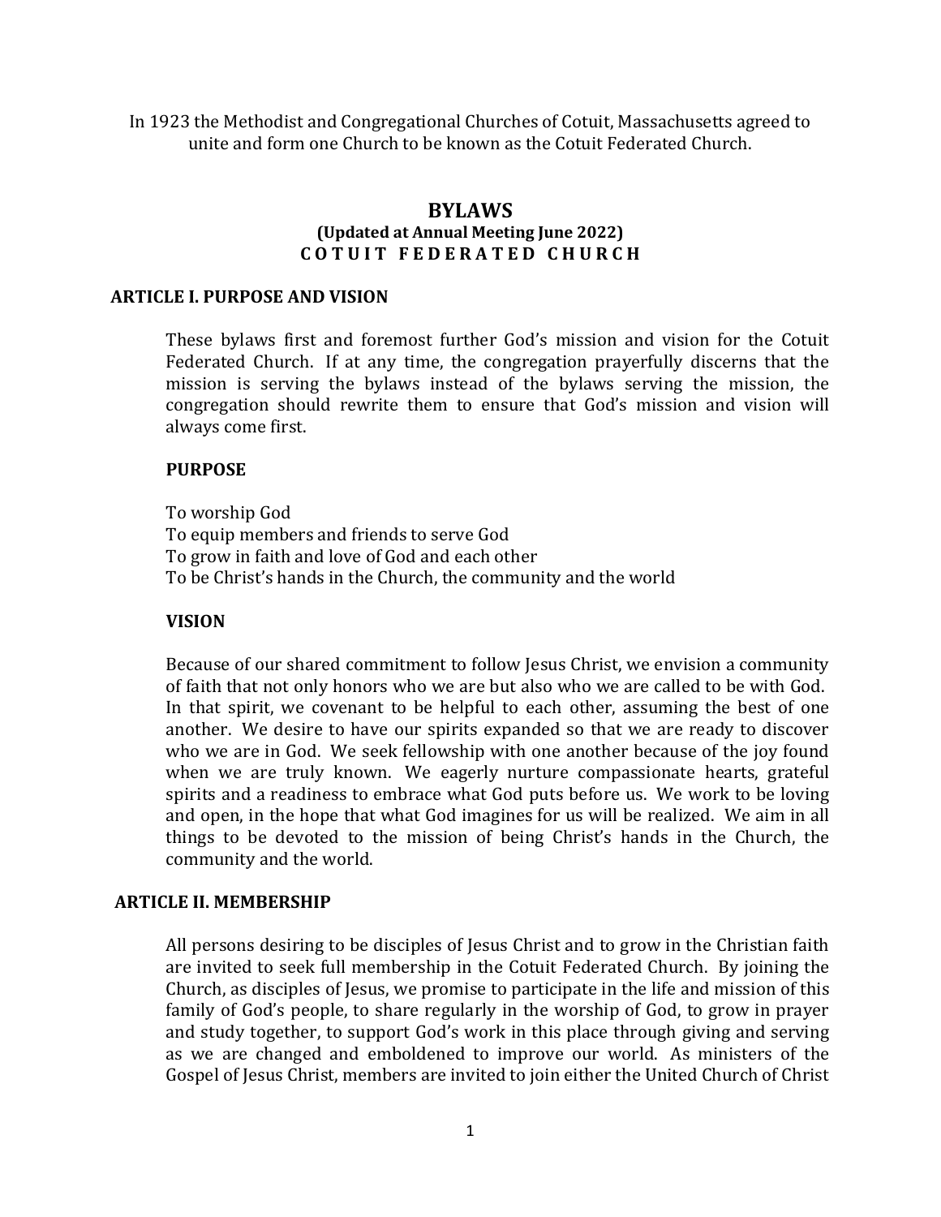In 1923 the Methodist and Congregational Churches of Cotuit, Massachusetts agreed to unite and form one Church to be known as the Cotuit Federated Church.

# BYLAWS

**(Updated at Annual Meeting June 2022)**

**C O T U I T F E D E R A T E D C H U R C H**

## ARTICLE I. PURPOSE AND VISION

These bylaws first and foremost further God's mission and vision for the Cotuit Federated Church. If at any time, the congregation prayerfully discerns that the mission is serving the bylaws instead of the bylaws serving the mission, the congregation should rewrite them to ensure that God's mission and vision will always come first.

### PURPOSE

To worship God
To equip members and friends to serve God
To grow in faith and love of God and each other
To be Christ's hands in the Church, the community and the world

### VISION

Because of our shared commitment to follow Jesus Christ, we envision a community of faith that not only honors who we are but also who we are called to be with God. In that spirit, we covenant to be helpful to each other, assuming the best of one another. We desire to have our spirits expanded so that we are ready to discover who we are in God. We seek fellowship with one another because of the joy found when we are truly known. We eagerly nurture compassionate hearts, grateful spirits and a readiness to embrace what God puts before us. We work to be loving and open, in the hope that what God imagines for us will be realized. We aim in all things to be devoted to the mission of being Christ's hands in the Church, the community and the world.

## ARTICLE II. MEMBERSHIP

All persons desiring to be disciples of Jesus Christ and to grow in the Christian faith are invited to seek full membership in the Cotuit Federated Church. By joining the Church, as disciples of Jesus, we promise to participate in the life and mission of this family of God's people, to share regularly in the worship of God, to grow in prayer and study together, to support God's work in this place through giving and serving as we are changed and emboldened to improve our world. As ministers of the Gospel of Jesus Christ, members are invited to join either the United Church of Christ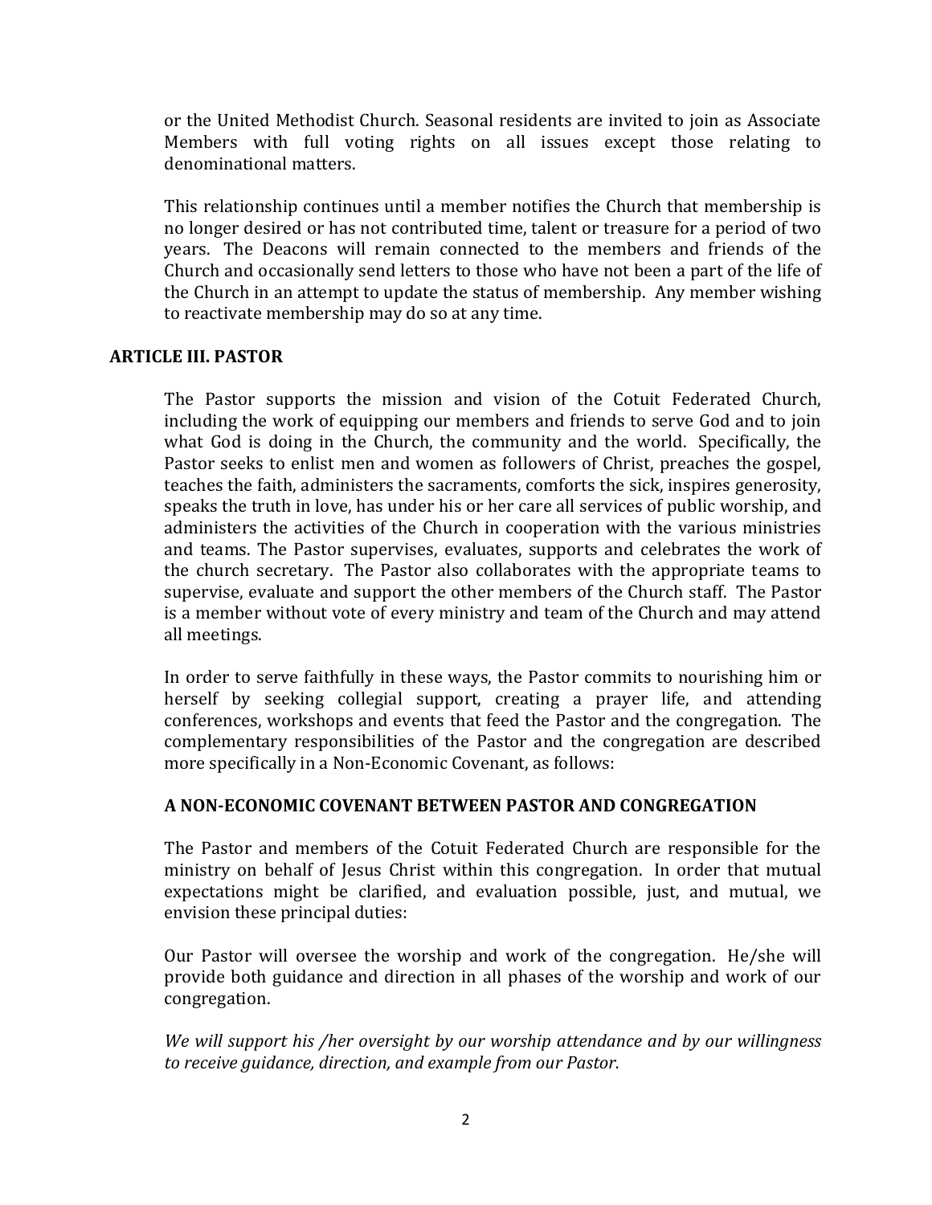or the United Methodist Church. Seasonal residents are invited to join as Associate Members with full voting rights on all issues except those relating to denominational matters.

This relationship continues until a member notifies the Church that membership is no longer desired or has not contributed time, talent or treasure for a period of two years. The Deacons will remain connected to the members and friends of the Church and occasionally send letters to those who have not been a part of the life of the Church in an attempt to update the status of membership. Any member wishing to reactivate membership may do so at any time.

## ARTICLE III. PASTOR

The Pastor supports the mission and vision of the Cotuit Federated Church, including the work of equipping our members and friends to serve God and to join what God is doing in the Church, the community and the world. Specifically, the Pastor seeks to enlist men and women as followers of Christ, preaches the gospel, teaches the faith, administers the sacraments, comforts the sick, inspires generosity, speaks the truth in love, has under his or her care all services of public worship, and administers the activities of the Church in cooperation with the various ministries and teams. The Pastor supervises, evaluates, supports and celebrates the work of the church secretary. The Pastor also collaborates with the appropriate teams to supervise, evaluate and support the other members of the Church staff. The Pastor is a member without vote of every ministry and team of the Church and may attend all meetings.

In order to serve faithfully in these ways, the Pastor commits to nourishing him or herself by seeking collegial support, creating a prayer life, and attending conferences, workshops and events that feed the Pastor and the congregation. The complementary responsibilities of the Pastor and the congregation are described more specifically in a Non-Economic Covenant, as follows:

### A NON-ECONOMIC COVENANT BETWEEN PASTOR AND CONGREGATION

The Pastor and members of the Cotuit Federated Church are responsible for the ministry on behalf of Jesus Christ within this congregation. In order that mutual expectations might be clarified, and evaluation possible, just, and mutual, we envision these principal duties:

Our Pastor will oversee the worship and work of the congregation. He/she will provide both guidance and direction in all phases of the worship and work of our congregation.

*We will support his /her oversight by our worship attendance and by our willingness to receive guidance, direction, and example from our Pastor.*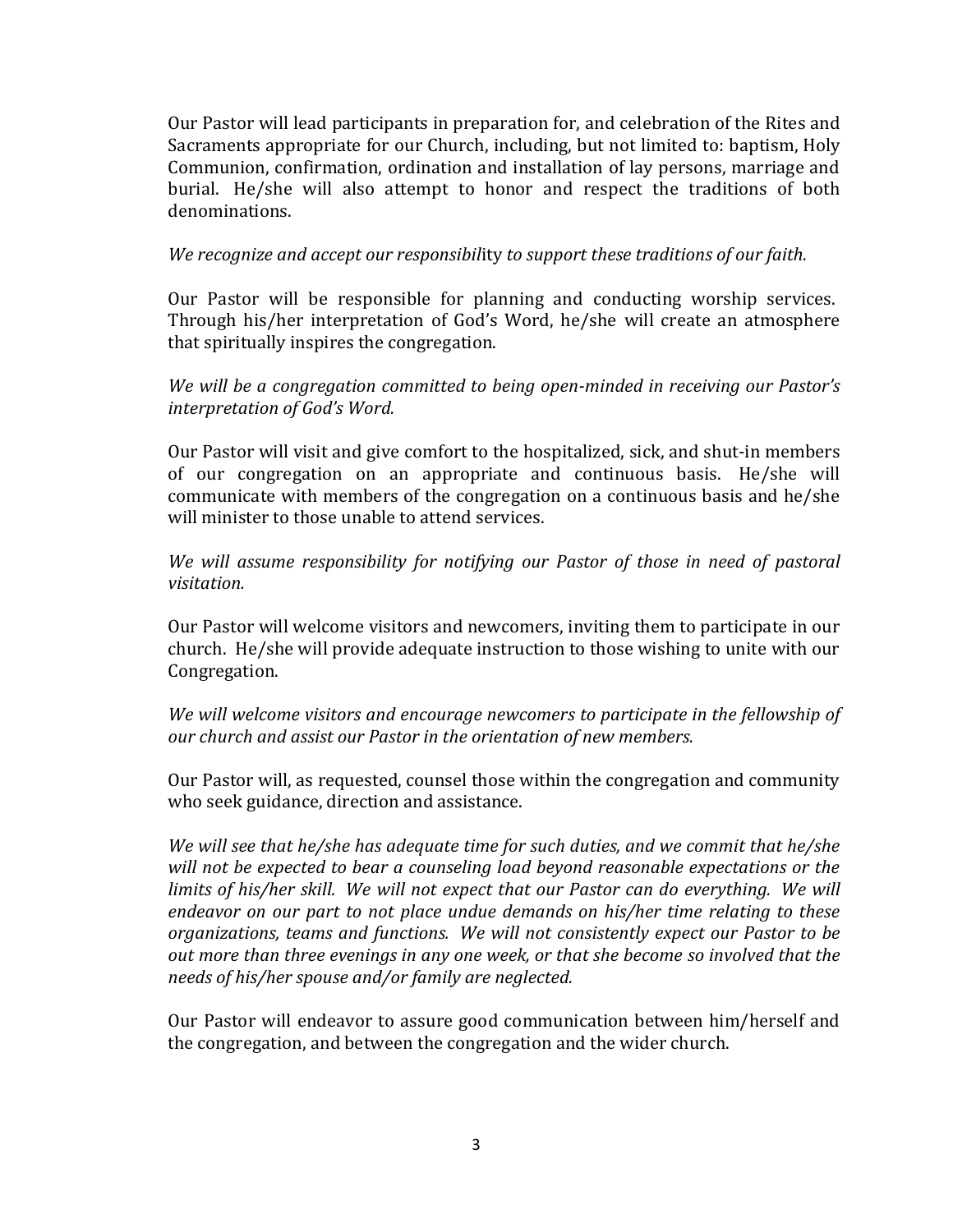Our Pastor will lead participants in preparation for, and celebration of the Rites and Sacraments appropriate for our Church, including, but not limited to: baptism, Holy Communion, confirmation, ordination and installation of lay persons, marriage and burial. He/she will also attempt to honor and respect the traditions of both denominations.

*We recognize and accept our responsibility to support these traditions of our faith.*

Our Pastor will be responsible for planning and conducting worship services. Through his/her interpretation of God's Word, he/she will create an atmosphere that spiritually inspires the congregation.

*We will be a congregation committed to being open-minded in receiving our Pastor's interpretation of God's Word.*

Our Pastor will visit and give comfort to the hospitalized, sick, and shut-in members of our congregation on an appropriate and continuous basis. He/she will communicate with members of the congregation on a continuous basis and he/she will minister to those unable to attend services.

*We will assume responsibility for notifying our Pastor of those in need of pastoral visitation.*

Our Pastor will welcome visitors and newcomers, inviting them to participate in our church. He/she will provide adequate instruction to those wishing to unite with our Congregation.

*We will welcome visitors and encourage newcomers to participate in the fellowship of our church and assist our Pastor in the orientation of new members.*

Our Pastor will, as requested, counsel those within the congregation and community who seek guidance, direction and assistance.

*We will see that he/she has adequate time for such duties, and we commit that he/she will not be expected to bear a counseling load beyond reasonable expectations or the limits of his/her skill. We will not expect that our Pastor can do everything. We will endeavor on our part to not place undue demands on his/her time relating to these organizations, teams and functions. We will not consistently expect our Pastor to be out more than three evenings in any one week, or that she become so involved that the needs of his/her spouse and/or family are neglected.*

Our Pastor will endeavor to assure good communication between him/herself and the congregation, and between the congregation and the wider church.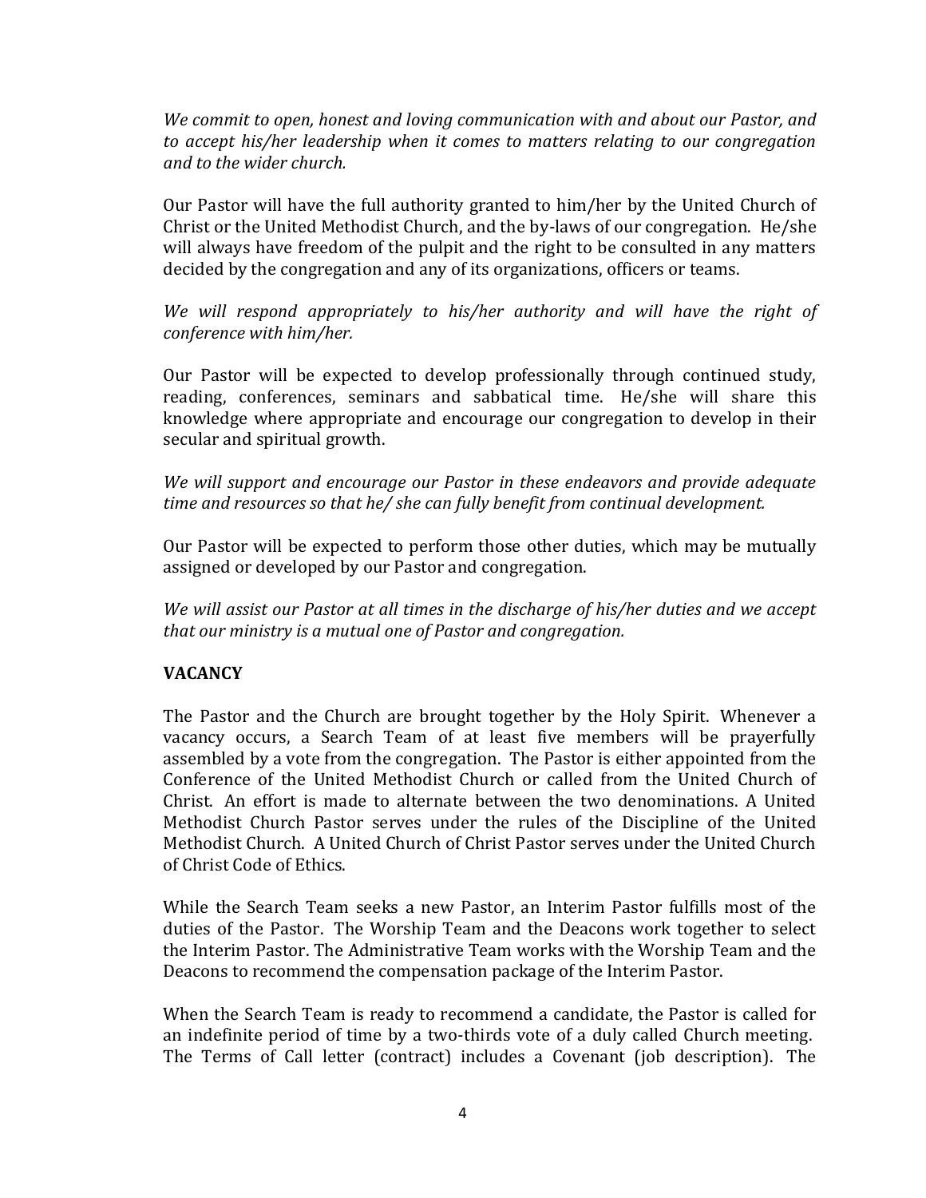*We commit to open, honest and loving communication with and about our Pastor, and to accept his/her leadership when it comes to matters relating to our congregation and to the wider church.*

Our Pastor will have the full authority granted to him/her by the United Church of Christ or the United Methodist Church, and the by-laws of our congregation. He/she will always have freedom of the pulpit and the right to be consulted in any matters decided by the congregation and any of its organizations, officers or teams.

*We will respond appropriately to his/her authority and will have the right of conference with him/her.*

Our Pastor will be expected to develop professionally through continued study, reading, conferences, seminars and sabbatical time. He/she will share this knowledge where appropriate and encourage our congregation to develop in their secular and spiritual growth.

*We will support and encourage our Pastor in these endeavors and provide adequate time and resources so that he/ she can fully benefit from continual development.*

Our Pastor will be expected to perform those other duties, which may be mutually assigned or developed by our Pastor and congregation.

*We will assist our Pastor at all times in the discharge of his/her duties and we accept that our ministry is a mutual one of Pastor and congregation.*

**VACANCY**

The Pastor and the Church are brought together by the Holy Spirit. Whenever a vacancy occurs, a Search Team of at least five members will be prayerfully assembled by a vote from the congregation. The Pastor is either appointed from the Conference of the United Methodist Church or called from the United Church of Christ. An effort is made to alternate between the two denominations. A United Methodist Church Pastor serves under the rules of the Discipline of the United Methodist Church. A United Church of Christ Pastor serves under the United Church of Christ Code of Ethics.

While the Search Team seeks a new Pastor, an Interim Pastor fulfills most of the duties of the Pastor. The Worship Team and the Deacons work together to select the Interim Pastor. The Administrative Team works with the Worship Team and the Deacons to recommend the compensation package of the Interim Pastor.

When the Search Team is ready to recommend a candidate, the Pastor is called for an indefinite period of time by a two-thirds vote of a duly called Church meeting. The Terms of Call letter (contract) includes a Covenant (job description). The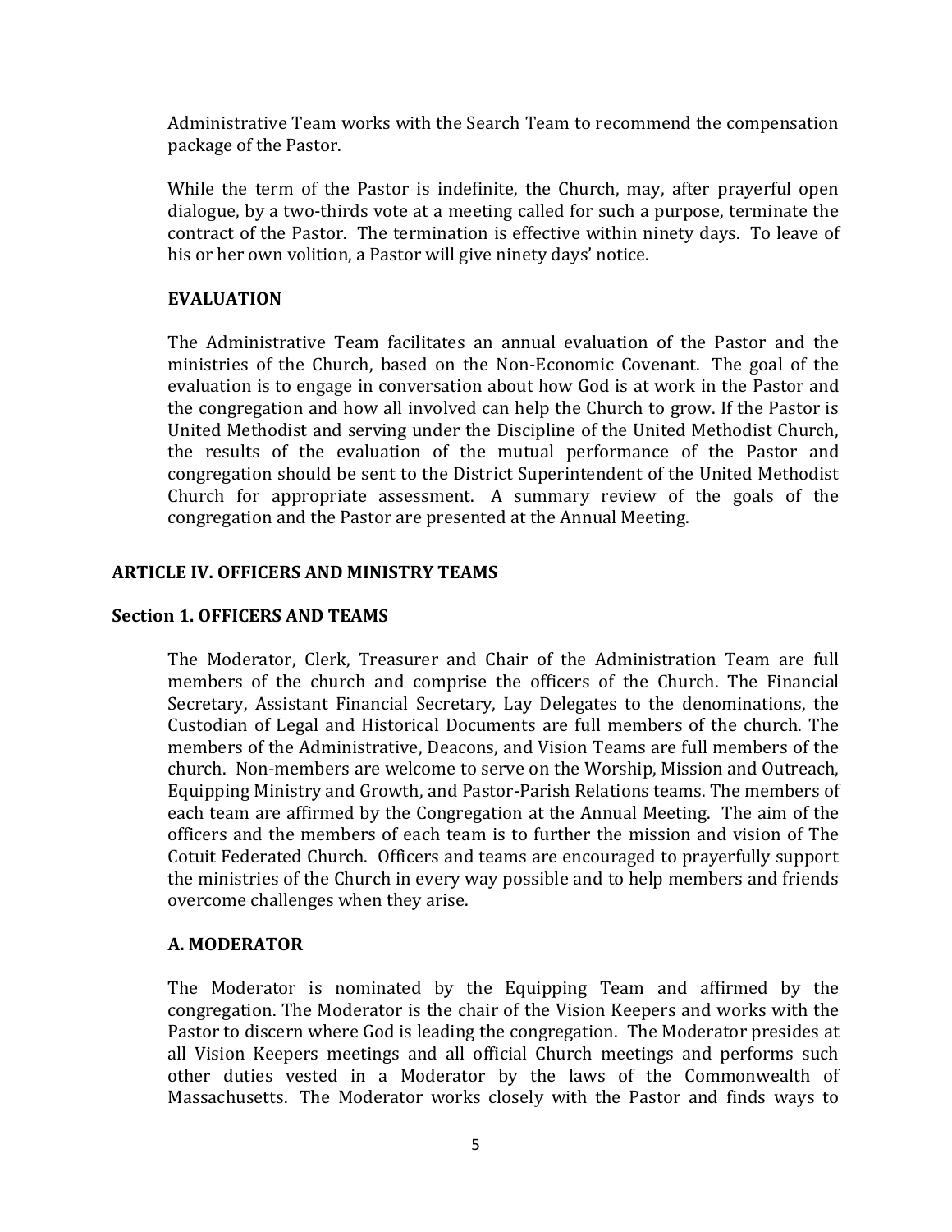Administrative Team works with the Search Team to recommend the compensation package of the Pastor.

While the term of the Pastor is indefinite, the Church, may, after prayerful open dialogue, by a two-thirds vote at a meeting called for such a purpose, terminate the contract of the Pastor. The termination is effective within ninety days. To leave of his or her own volition, a Pastor will give ninety days' notice.

**EVALUATION**

The Administrative Team facilitates an annual evaluation of the Pastor and the ministries of the Church, based on the Non-Economic Covenant. The goal of the evaluation is to engage in conversation about how God is at work in the Pastor and the congregation and how all involved can help the Church to grow. If the Pastor is United Methodist and serving under the Discipline of the United Methodist Church, the results of the evaluation of the mutual performance of the Pastor and congregation should be sent to the District Superintendent of the United Methodist Church for appropriate assessment. A summary review of the goals of the congregation and the Pastor are presented at the Annual Meeting.

## ARTICLE IV. OFFICERS AND MINISTRY TEAMS

### Section 1. OFFICERS AND TEAMS

The Moderator, Clerk, Treasurer and Chair of the Administration Team are full members of the church and comprise the officers of the Church. The Financial Secretary, Assistant Financial Secretary, Lay Delegates to the denominations, the Custodian of Legal and Historical Documents are full members of the church. The members of the Administrative, Deacons, and Vision Teams are full members of the church. Non-members are welcome to serve on the Worship, Mission and Outreach, Equipping Ministry and Growth, and Pastor-Parish Relations teams. The members of each team are affirmed by the Congregation at the Annual Meeting. The aim of the officers and the members of each team is to further the mission and vision of The Cotuit Federated Church. Officers and teams are encouraged to prayerfully support the ministries of the Church in every way possible and to help members and friends overcome challenges when they arise.

**A. MODERATOR**

The Moderator is nominated by the Equipping Team and affirmed by the congregation. The Moderator is the chair of the Vision Keepers and works with the Pastor to discern where God is leading the congregation. The Moderator presides at all Vision Keepers meetings and all official Church meetings and performs such other duties vested in a Moderator by the laws of the Commonwealth of Massachusetts. The Moderator works closely with the Pastor and finds ways to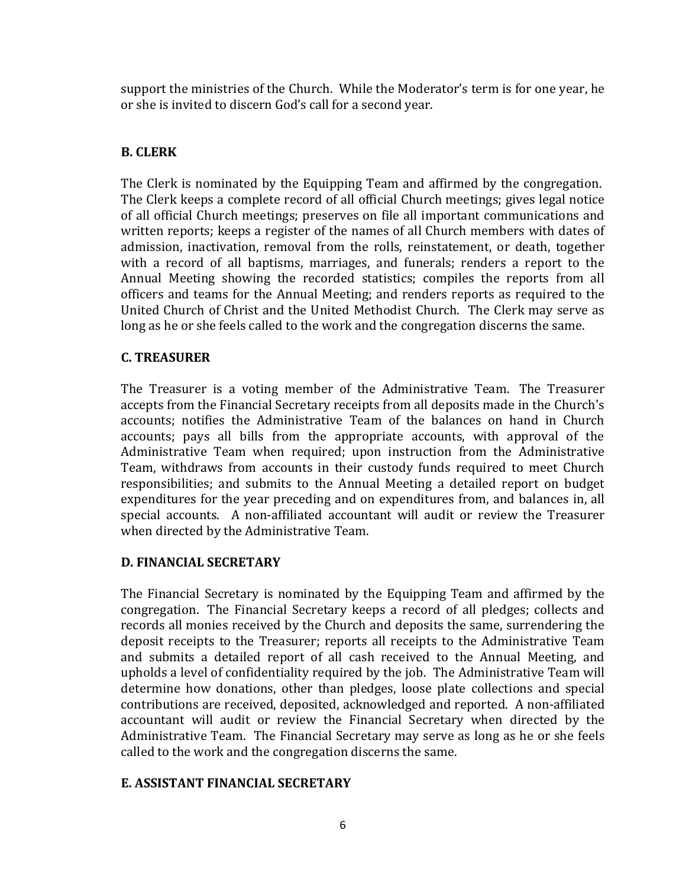support the ministries of the Church. While the Moderator's term is for one year, he or she is invited to discern God's call for a second year.

### B. CLERK

The Clerk is nominated by the Equipping Team and affirmed by the congregation. The Clerk keeps a complete record of all official Church meetings; gives legal notice of all official Church meetings; preserves on file all important communications and written reports; keeps a register of the names of all Church members with dates of admission, inactivation, removal from the rolls, reinstatement, or death, together with a record of all baptisms, marriages, and funerals; renders a report to the Annual Meeting showing the recorded statistics; compiles the reports from all officers and teams for the Annual Meeting; and renders reports as required to the United Church of Christ and the United Methodist Church. The Clerk may serve as long as he or she feels called to the work and the congregation discerns the same.

### C. TREASURER

The Treasurer is a voting member of the Administrative Team. The Treasurer accepts from the Financial Secretary receipts from all deposits made in the Church's accounts; notifies the Administrative Team of the balances on hand in Church accounts; pays all bills from the appropriate accounts, with approval of the Administrative Team when required; upon instruction from the Administrative Team, withdraws from accounts in their custody funds required to meet Church responsibilities; and submits to the Annual Meeting a detailed report on budget expenditures for the year preceding and on expenditures from, and balances in, all special accounts. A non-affiliated accountant will audit or review the Treasurer when directed by the Administrative Team.

### D. FINANCIAL SECRETARY

The Financial Secretary is nominated by the Equipping Team and affirmed by the congregation. The Financial Secretary keeps a record of all pledges; collects and records all monies received by the Church and deposits the same, surrendering the deposit receipts to the Treasurer; reports all receipts to the Administrative Team and submits a detailed report of all cash received to the Annual Meeting, and upholds a level of confidentiality required by the job. The Administrative Team will determine how donations, other than pledges, loose plate collections and special contributions are received, deposited, acknowledged and reported. A non-affiliated accountant will audit or review the Financial Secretary when directed by the Administrative Team. The Financial Secretary may serve as long as he or she feels called to the work and the congregation discerns the same.

### E. ASSISTANT FINANCIAL SECRETARY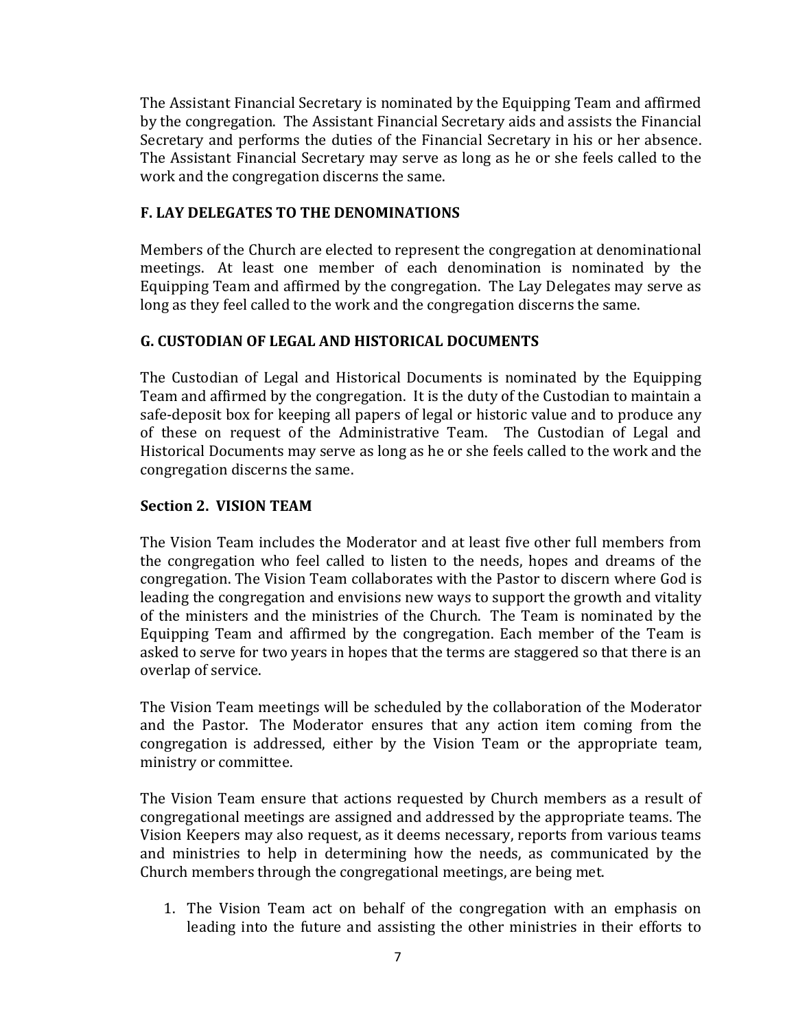The Assistant Financial Secretary is nominated by the Equipping Team and affirmed by the congregation. The Assistant Financial Secretary aids and assists the Financial Secretary and performs the duties of the Financial Secretary in his or her absence. The Assistant Financial Secretary may serve as long as he or she feels called to the work and the congregation discerns the same.

### F. LAY DELEGATES TO THE DENOMINATIONS

Members of the Church are elected to represent the congregation at denominational meetings. At least one member of each denomination is nominated by the Equipping Team and affirmed by the congregation. The Lay Delegates may serve as long as they feel called to the work and the congregation discerns the same.

### G. CUSTODIAN OF LEGAL AND HISTORICAL DOCUMENTS

The Custodian of Legal and Historical Documents is nominated by the Equipping Team and affirmed by the congregation. It is the duty of the Custodian to maintain a safe-deposit box for keeping all papers of legal or historic value and to produce any of these on request of the Administrative Team. The Custodian of Legal and Historical Documents may serve as long as he or she feels called to the work and the congregation discerns the same.

## Section 2. VISION TEAM

The Vision Team includes the Moderator and at least five other full members from the congregation who feel called to listen to the needs, hopes and dreams of the congregation. The Vision Team collaborates with the Pastor to discern where God is leading the congregation and envisions new ways to support the growth and vitality of the ministers and the ministries of the Church. The Team is nominated by the Equipping Team and affirmed by the congregation. Each member of the Team is asked to serve for two years in hopes that the terms are staggered so that there is an overlap of service.

The Vision Team meetings will be scheduled by the collaboration of the Moderator and the Pastor. The Moderator ensures that any action item coming from the congregation is addressed, either by the Vision Team or the appropriate team, ministry or committee.

The Vision Team ensure that actions requested by Church members as a result of congregational meetings are assigned and addressed by the appropriate teams. The Vision Keepers may also request, as it deems necessary, reports from various teams and ministries to help in determining how the needs, as communicated by the Church members through the congregational meetings, are being met.

1. The Vision Team act on behalf of the congregation with an emphasis on leading into the future and assisting the other ministries in their efforts to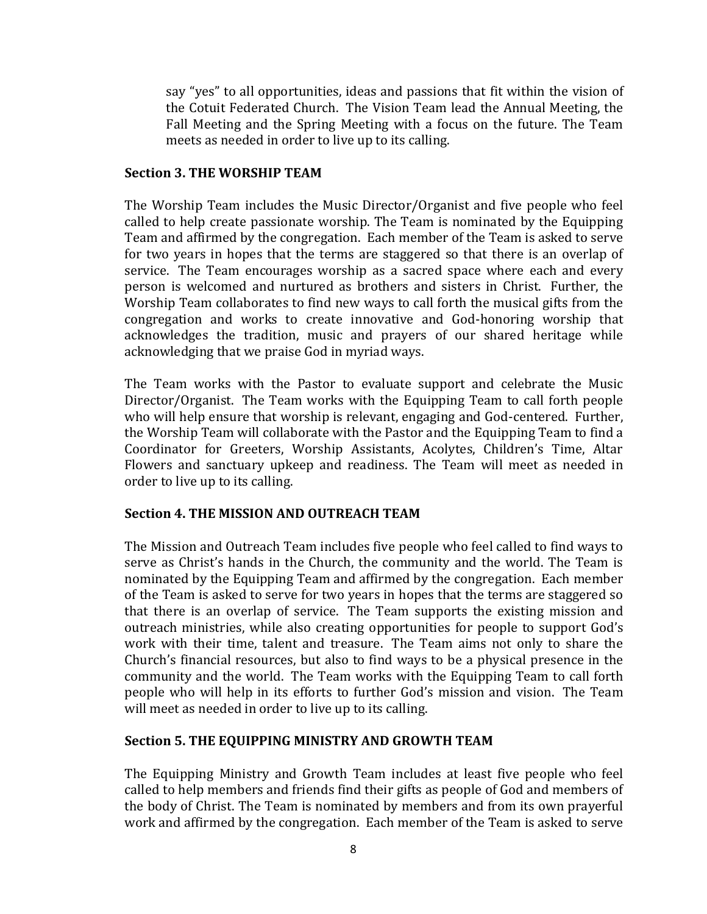say “yes” to all opportunities, ideas and passions that fit within the vision of the Cotuit Federated Church. The Vision Team lead the Annual Meeting, the Fall Meeting and the Spring Meeting with a focus on the future. The Team meets as needed in order to live up to its calling.

**Section 3. THE WORSHIP TEAM**

The Worship Team includes the Music Director/Organist and five people who feel called to help create passionate worship. The Team is nominated by the Equipping Team and affirmed by the congregation. Each member of the Team is asked to serve for two years in hopes that the terms are staggered so that there is an overlap of service. The Team encourages worship as a sacred space where each and every person is welcomed and nurtured as brothers and sisters in Christ. Further, the Worship Team collaborates to find new ways to call forth the musical gifts from the congregation and works to create innovative and God-honoring worship that acknowledges the tradition, music and prayers of our shared heritage while acknowledging that we praise God in myriad ways.

The Team works with the Pastor to evaluate support and celebrate the Music Director/Organist. The Team works with the Equipping Team to call forth people who will help ensure that worship is relevant, engaging and God-centered. Further, the Worship Team will collaborate with the Pastor and the Equipping Team to find a Coordinator for Greeters, Worship Assistants, Acolytes, Children’s Time, Altar Flowers and sanctuary upkeep and readiness. The Team will meet as needed in order to live up to its calling.

**Section 4. THE MISSION AND OUTREACH TEAM**

The Mission and Outreach Team includes five people who feel called to find ways to serve as Christ’s hands in the Church, the community and the world. The Team is nominated by the Equipping Team and affirmed by the congregation. Each member of the Team is asked to serve for two years in hopes that the terms are staggered so that there is an overlap of service. The Team supports the existing mission and outreach ministries, while also creating opportunities for people to support God’s work with their time, talent and treasure. The Team aims not only to share the Church’s financial resources, but also to find ways to be a physical presence in the community and the world. The Team works with the Equipping Team to call forth people who will help in its efforts to further God’s mission and vision. The Team will meet as needed in order to live up to its calling.

**Section 5. THE EQUIPPING MINISTRY AND GROWTH TEAM**

The Equipping Ministry and Growth Team includes at least five people who feel called to help members and friends find their gifts as people of God and members of the body of Christ. The Team is nominated by members and from its own prayerful work and affirmed by the congregation. Each member of the Team is asked to serve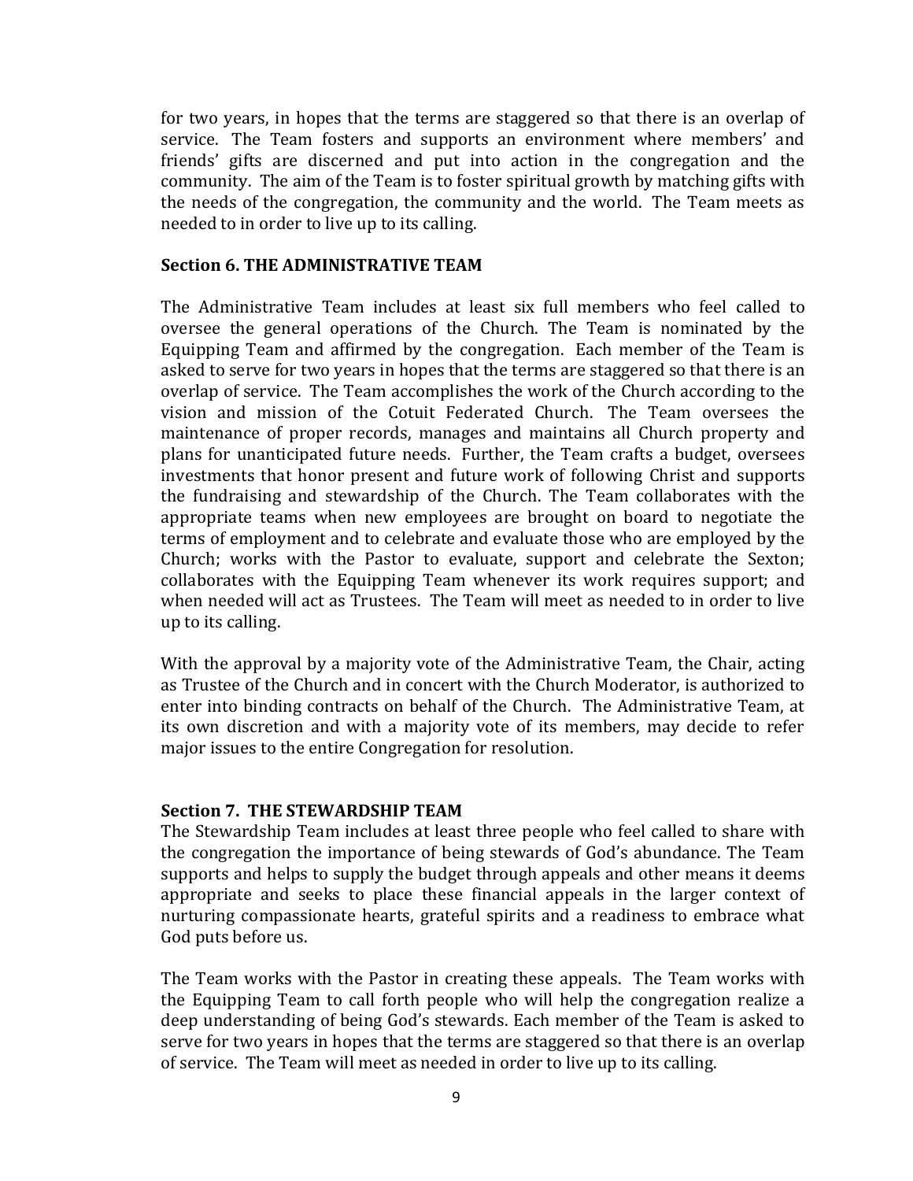for two years, in hopes that the terms are staggered so that there is an overlap of service. The Team fosters and supports an environment where members' and friends' gifts are discerned and put into action in the congregation and the community. The aim of the Team is to foster spiritual growth by matching gifts with the needs of the congregation, the community and the world. The Team meets as needed to in order to live up to its calling.

**Section 6. THE ADMINISTRATIVE TEAM**

The Administrative Team includes at least six full members who feel called to oversee the general operations of the Church. The Team is nominated by the Equipping Team and affirmed by the congregation. Each member of the Team is asked to serve for two years in hopes that the terms are staggered so that there is an overlap of service. The Team accomplishes the work of the Church according to the vision and mission of the Cotuit Federated Church. The Team oversees the maintenance of proper records, manages and maintains all Church property and plans for unanticipated future needs. Further, the Team crafts a budget, oversees investments that honor present and future work of following Christ and supports the fundraising and stewardship of the Church. The Team collaborates with the appropriate teams when new employees are brought on board to negotiate the terms of employment and to celebrate and evaluate those who are employed by the Church; works with the Pastor to evaluate, support and celebrate the Sexton; collaborates with the Equipping Team whenever its work requires support; and when needed will act as Trustees. The Team will meet as needed to in order to live up to its calling.

With the approval by a majority vote of the Administrative Team, the Chair, acting as Trustee of the Church and in concert with the Church Moderator, is authorized to enter into binding contracts on behalf of the Church. The Administrative Team, at its own discretion and with a majority vote of its members, may decide to refer major issues to the entire Congregation for resolution.

**Section 7. THE STEWARDSHIP TEAM**

The Stewardship Team includes at least three people who feel called to share with the congregation the importance of being stewards of God's abundance. The Team supports and helps to supply the budget through appeals and other means it deems appropriate and seeks to place these financial appeals in the larger context of nurturing compassionate hearts, grateful spirits and a readiness to embrace what God puts before us.

The Team works with the Pastor in creating these appeals. The Team works with the Equipping Team to call forth people who will help the congregation realize a deep understanding of being God's stewards. Each member of the Team is asked to serve for two years in hopes that the terms are staggered so that there is an overlap of service. The Team will meet as needed in order to live up to its calling.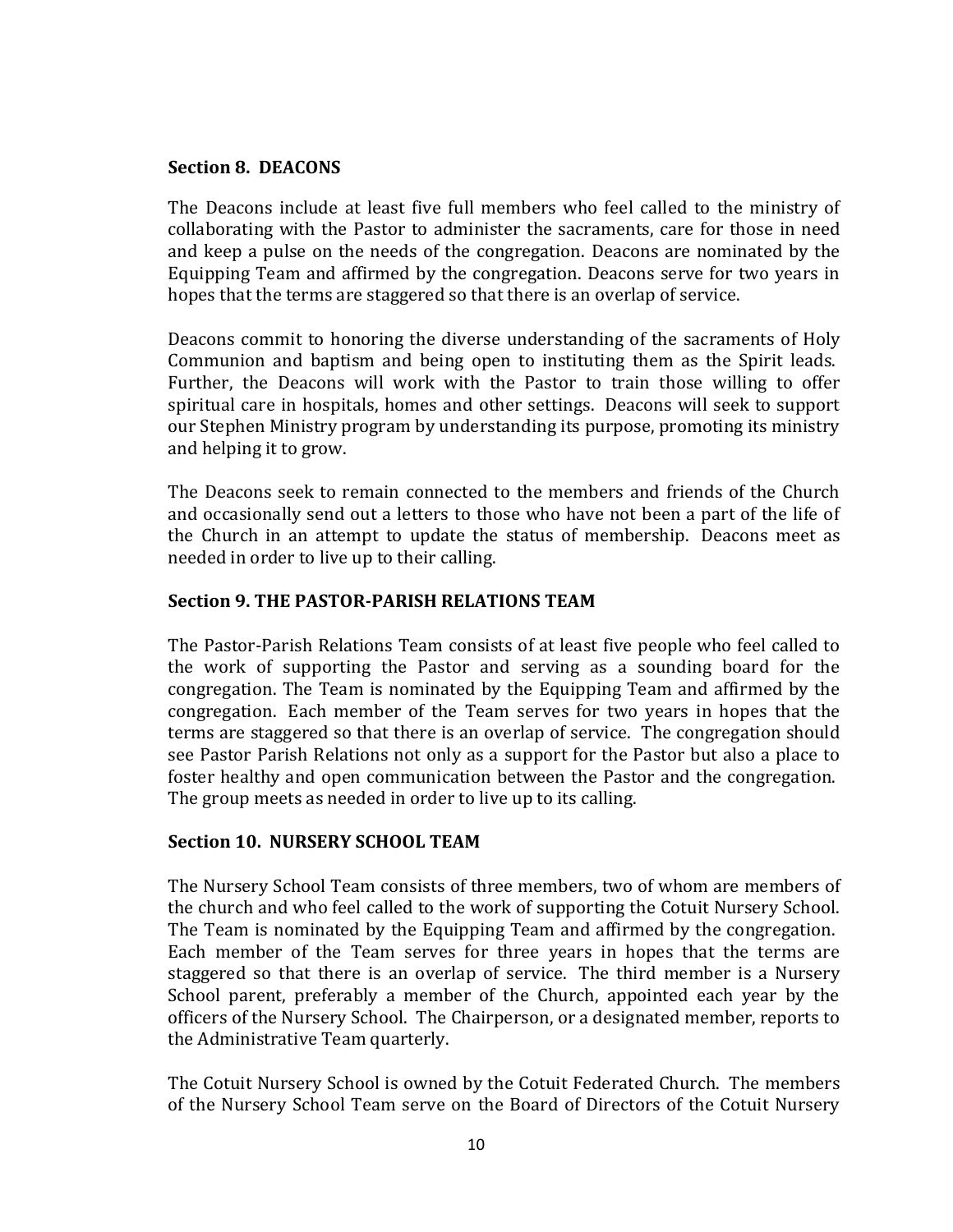**Section 8. DEACONS**

The Deacons include at least five full members who feel called to the ministry of collaborating with the Pastor to administer the sacraments, care for those in need and keep a pulse on the needs of the congregation. Deacons are nominated by the Equipping Team and affirmed by the congregation. Deacons serve for two years in hopes that the terms are staggered so that there is an overlap of service.

Deacons commit to honoring the diverse understanding of the sacraments of Holy Communion and baptism and being open to instituting them as the Spirit leads. Further, the Deacons will work with the Pastor to train those willing to offer spiritual care in hospitals, homes and other settings. Deacons will seek to support our Stephen Ministry program by understanding its purpose, promoting its ministry and helping it to grow.

The Deacons seek to remain connected to the members and friends of the Church and occasionally send out a letters to those who have not been a part of the life of the Church in an attempt to update the status of membership. Deacons meet as needed in order to live up to their calling.

**Section 9. THE PASTOR-PARISH RELATIONS TEAM**

The Pastor-Parish Relations Team consists of at least five people who feel called to the work of supporting the Pastor and serving as a sounding board for the congregation. The Team is nominated by the Equipping Team and affirmed by the congregation. Each member of the Team serves for two years in hopes that the terms are staggered so that there is an overlap of service. The congregation should see Pastor Parish Relations not only as a support for the Pastor but also a place to foster healthy and open communication between the Pastor and the congregation. The group meets as needed in order to live up to its calling.

**Section 10. NURSERY SCHOOL TEAM**

The Nursery School Team consists of three members, two of whom are members of the church and who feel called to the work of supporting the Cotuit Nursery School. The Team is nominated by the Equipping Team and affirmed by the congregation. Each member of the Team serves for three years in hopes that the terms are staggered so that there is an overlap of service. The third member is a Nursery School parent, preferably a member of the Church, appointed each year by the officers of the Nursery School. The Chairperson, or a designated member, reports to the Administrative Team quarterly.

The Cotuit Nursery School is owned by the Cotuit Federated Church. The members of the Nursery School Team serve on the Board of Directors of the Cotuit Nursery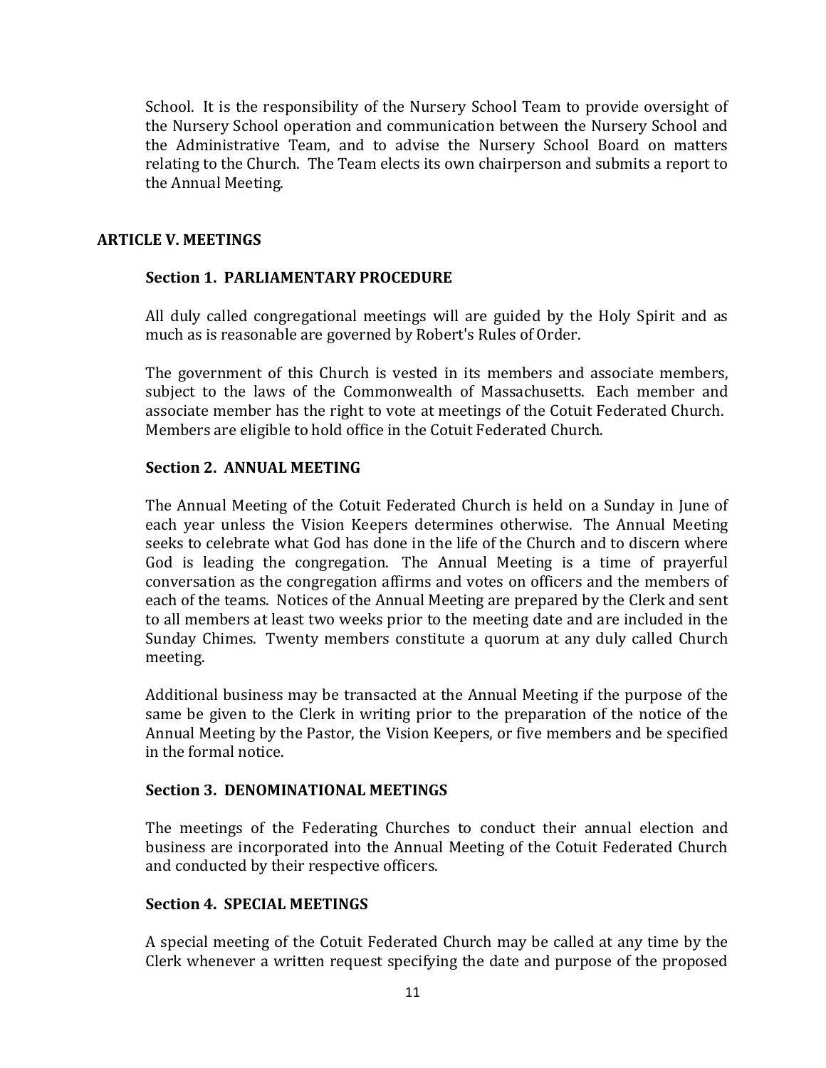School. It is the responsibility of the Nursery School Team to provide oversight of the Nursery School operation and communication between the Nursery School and the Administrative Team, and to advise the Nursery School Board on matters relating to the Church. The Team elects its own chairperson and submits a report to the Annual Meeting.

## ARTICLE V. MEETINGS

### Section 1. PARLIAMENTARY PROCEDURE

All duly called congregational meetings will are guided by the Holy Spirit and as much as is reasonable are governed by Robert's Rules of Order.

The government of this Church is vested in its members and associate members, subject to the laws of the Commonwealth of Massachusetts. Each member and associate member has the right to vote at meetings of the Cotuit Federated Church. Members are eligible to hold office in the Cotuit Federated Church.

### Section 2. ANNUAL MEETING

The Annual Meeting of the Cotuit Federated Church is held on a Sunday in June of each year unless the Vision Keepers determines otherwise. The Annual Meeting seeks to celebrate what God has done in the life of the Church and to discern where God is leading the congregation. The Annual Meeting is a time of prayerful conversation as the congregation affirms and votes on officers and the members of each of the teams. Notices of the Annual Meeting are prepared by the Clerk and sent to all members at least two weeks prior to the meeting date and are included in the Sunday Chimes. Twenty members constitute a quorum at any duly called Church meeting.

Additional business may be transacted at the Annual Meeting if the purpose of the same be given to the Clerk in writing prior to the preparation of the notice of the Annual Meeting by the Pastor, the Vision Keepers, or five members and be specified in the formal notice.

### Section 3. DENOMINATIONAL MEETINGS

The meetings of the Federating Churches to conduct their annual election and business are incorporated into the Annual Meeting of the Cotuit Federated Church and conducted by their respective officers.

### Section 4. SPECIAL MEETINGS

A special meeting of the Cotuit Federated Church may be called at any time by the Clerk whenever a written request specifying the date and purpose of the proposed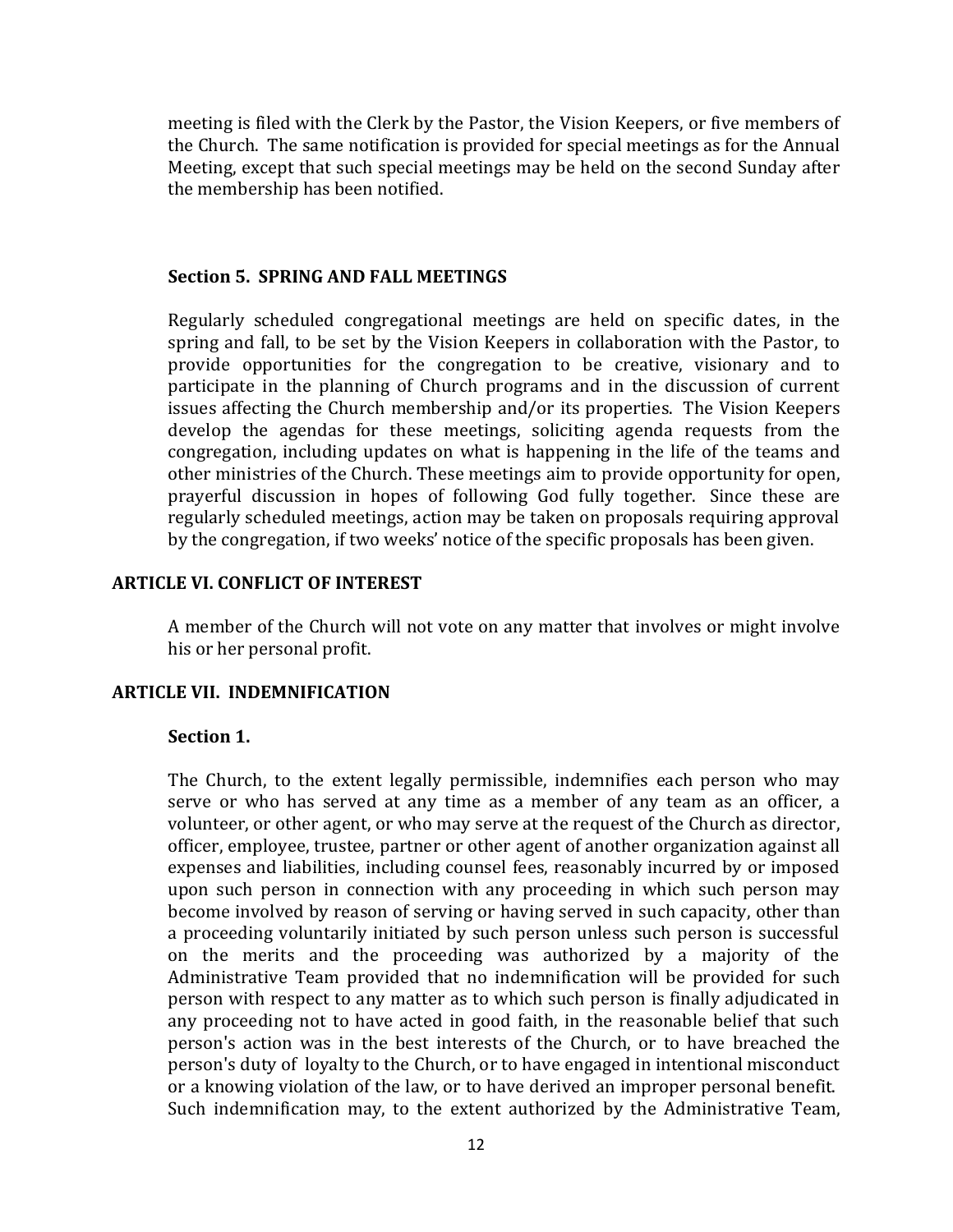meeting is filed with the Clerk by the Pastor, the Vision Keepers, or five members of the Church. The same notification is provided for special meetings as for the Annual Meeting, except that such special meetings may be held on the second Sunday after the membership has been notified.

### Section 5. SPRING AND FALL MEETINGS

Regularly scheduled congregational meetings are held on specific dates, in the spring and fall, to be set by the Vision Keepers in collaboration with the Pastor, to provide opportunities for the congregation to be creative, visionary and to participate in the planning of Church programs and in the discussion of current issues affecting the Church membership and/or its properties. The Vision Keepers develop the agendas for these meetings, soliciting agenda requests from the congregation, including updates on what is happening in the life of the teams and other ministries of the Church. These meetings aim to provide opportunity for open, prayerful discussion in hopes of following God fully together. Since these are regularly scheduled meetings, action may be taken on proposals requiring approval by the congregation, if two weeks' notice of the specific proposals has been given.

## ARTICLE VI. CONFLICT OF INTEREST

A member of the Church will not vote on any matter that involves or might involve his or her personal profit.

## ARTICLE VII. INDEMNIFICATION

### Section 1.

The Church, to the extent legally permissible, indemnifies each person who may serve or who has served at any time as a member of any team as an officer, a volunteer, or other agent, or who may serve at the request of the Church as director, officer, employee, trustee, partner or other agent of another organization against all expenses and liabilities, including counsel fees, reasonably incurred by or imposed upon such person in connection with any proceeding in which such person may become involved by reason of serving or having served in such capacity, other than a proceeding voluntarily initiated by such person unless such person is successful on the merits and the proceeding was authorized by a majority of the Administrative Team provided that no indemnification will be provided for such person with respect to any matter as to which such person is finally adjudicated in any proceeding not to have acted in good faith, in the reasonable belief that such person's action was in the best interests of the Church, or to have breached the person's duty of loyalty to the Church, or to have engaged in intentional misconduct or a knowing violation of the law, or to have derived an improper personal benefit. Such indemnification may, to the extent authorized by the Administrative Team,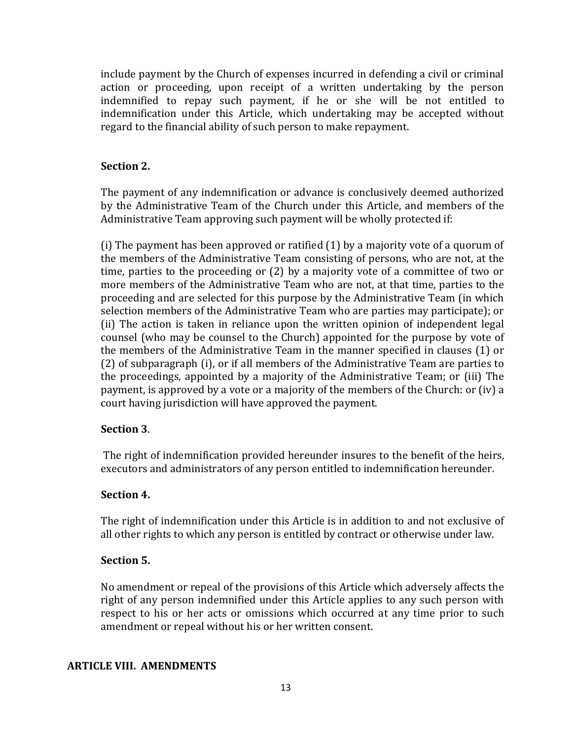include payment by the Church of expenses incurred in defending a civil or criminal action or proceeding, upon receipt of a written undertaking by the person indemnified to repay such payment, if he or she will be not entitled to indemnification under this Article, which undertaking may be accepted without regard to the financial ability of such person to make repayment.

**Section 2.**

The payment of any indemnification or advance is conclusively deemed authorized by the Administrative Team of the Church under this Article, and members of the Administrative Team approving such payment will be wholly protected if:

(i) The payment has been approved or ratified (1) by a majority vote of a quorum of the members of the Administrative Team consisting of persons, who are not, at the time, parties to the proceeding or (2) by a majority vote of a committee of two or more members of the Administrative Team who are not, at that time, parties to the proceeding and are selected for this purpose by the Administrative Team (in which selection members of the Administrative Team who are parties may participate); or (ii) The action is taken in reliance upon the written opinion of independent legal counsel (who may be counsel to the Church) appointed for the purpose by vote of the members of the Administrative Team in the manner specified in clauses (1) or (2) of subparagraph (i), or if all members of the Administrative Team are parties to the proceedings, appointed by a majority of the Administrative Team; or (iii) The payment, is approved by a vote or a majority of the members of the Church: or (iv) a court having jurisdiction will have approved the payment.

**Section 3**.

The right of indemnification provided hereunder insures to the benefit of the heirs, executors and administrators of any person entitled to indemnification hereunder.

**Section 4.**

The right of indemnification under this Article is in addition to and not exclusive of all other rights to which any person is entitled by contract or otherwise under law.

**Section 5.**

No amendment or repeal of the provisions of this Article which adversely affects the right of any person indemnified under this Article applies to any such person with respect to his or her acts or omissions which occurred at any time prior to such amendment or repeal without his or her written consent.

## ARTICLE VIII. AMENDMENTS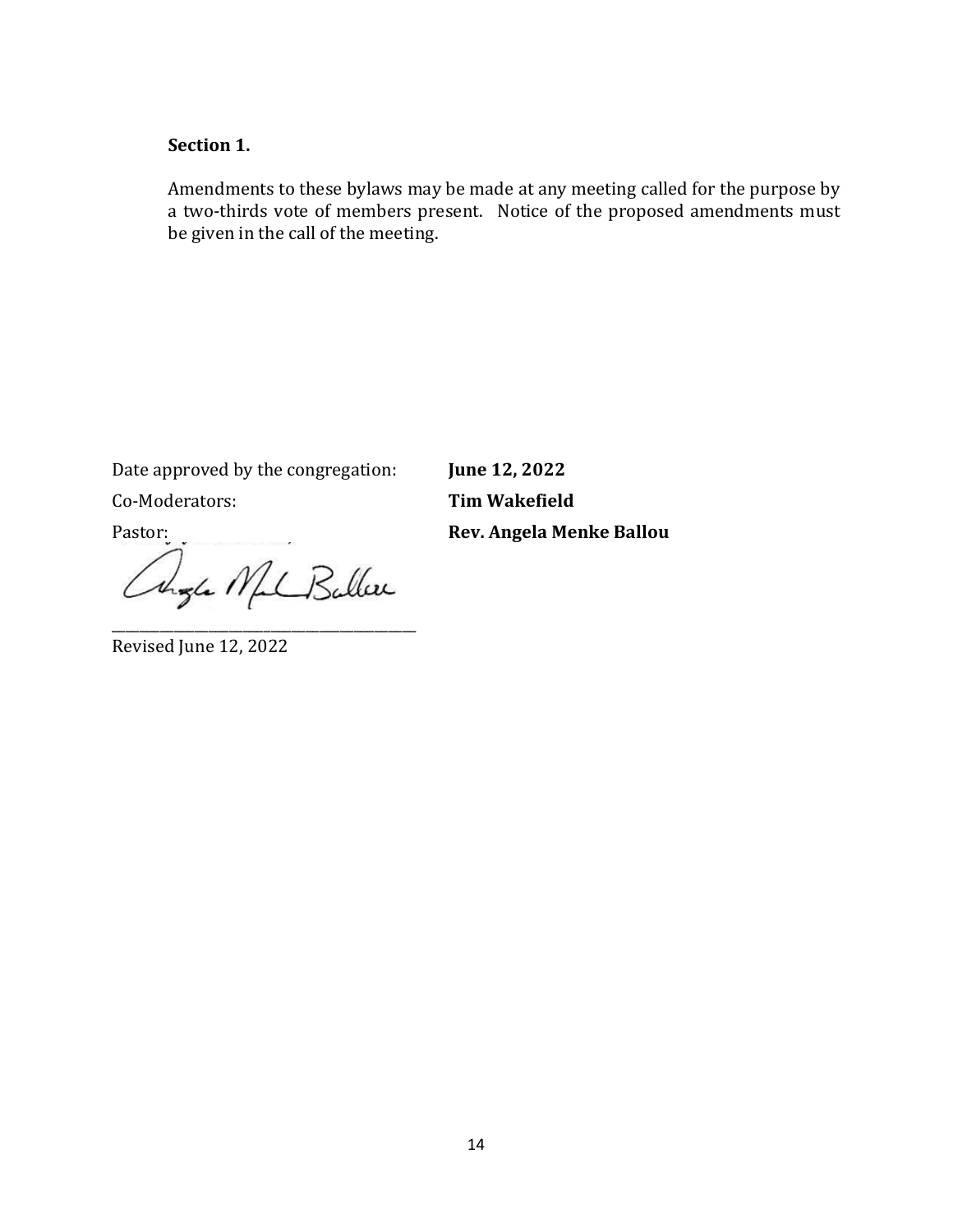**Section 1.**

Amendments to these bylaws may be made at any meeting called for the purpose by a two-thirds vote of members present. Notice of the proposed amendments must be given in the call of the meeting.

| | |
|---|---|
| Date approved by the congregation: | **June 12, 2022** |
| Co-Moderators: | **Tim Wakefield** |
| Pastor: | **Rev. Angela Menke Ballou** |

\_\_\_\_\_\_\_\_\_\_\_\_\_\_\_\_\_\_\_\_\_\_\_\_\_\_\_\_\_\_\_\_\_\_\_\_\_\_\_\_

Revised June 12, 2022